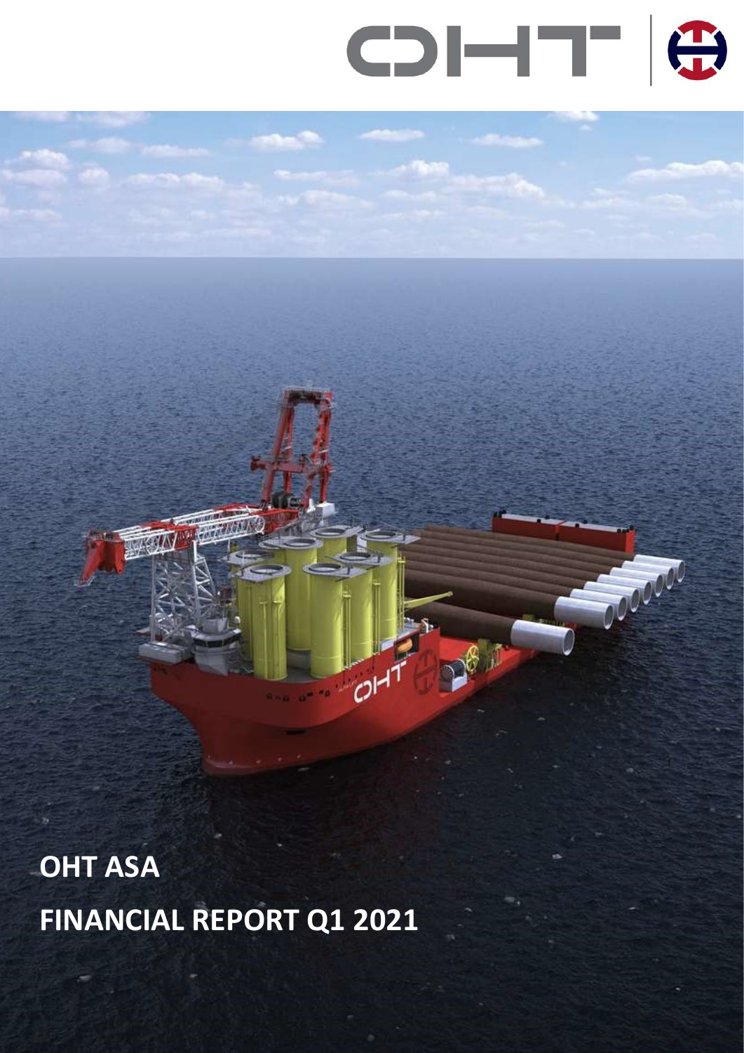# OHT ASA

# FINANCIAL REPORT Q1 2021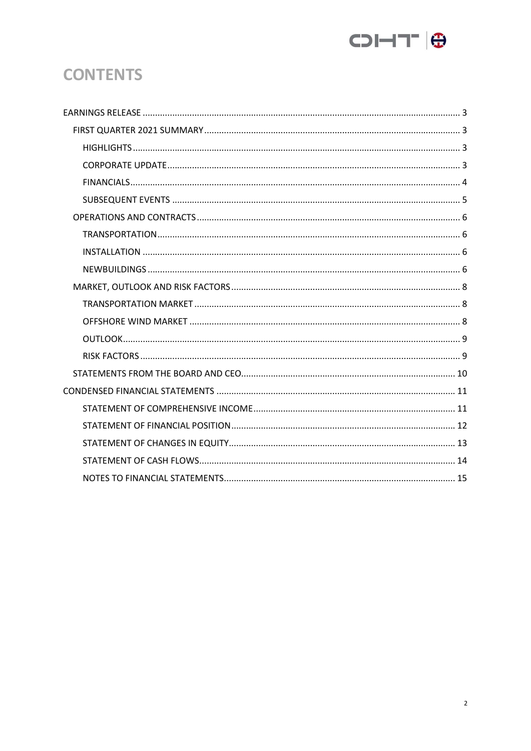# CONTENTS

- EARNINGS RELEASE ........ 3
  - FIRST QUARTER 2021 SUMMARY ........ 3
    - HIGHLIGHTS ........ 3
    - CORPORATE UPDATE ........ 3
    - FINANCIALS ........ 4
    - SUBSEQUENT EVENTS ........ 5
  - OPERATIONS AND CONTRACTS ........ 6
    - TRANSPORTATION ........ 6
    - INSTALLATION ........ 6
    - NEWBUILDINGS ........ 6
  - MARKET, OUTLOOK AND RISK FACTORS ........ 8
    - TRANSPORTATION MARKET ........ 8
    - OFFSHORE WIND MARKET ........ 8
    - OUTLOOK ........ 9
    - RISK FACTORS ........ 9
  - STATEMENTS FROM THE BOARD AND CEO ........ 10
- CONDENSED FINANCIAL STATEMENTS ........ 11
  - STATEMENT OF COMPREHENSIVE INCOME ........ 11
  - STATEMENT OF FINANCIAL POSITION ........ 12
  - STATEMENT OF CHANGES IN EQUITY ........ 13
  - STATEMENT OF CASH FLOWS ........ 14
  - NOTES TO FINANCIAL STATEMENTS ........ 15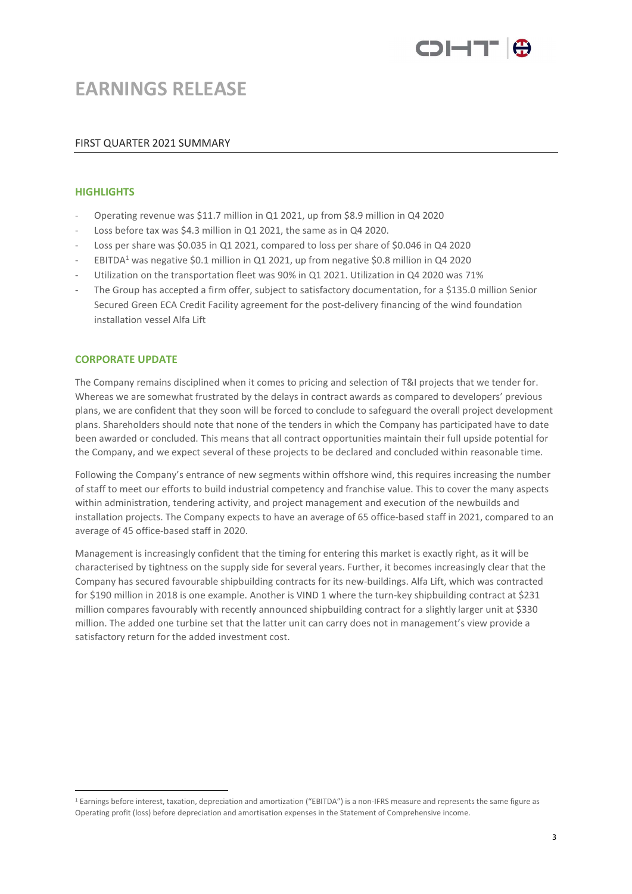# EARNINGS RELEASE

## FIRST QUARTER 2021 SUMMARY

### HIGHLIGHTS

- Operating revenue was $11.7 million in Q1 2021, up from $8.9 million in Q4 2020
- Loss before tax was $4.3 million in Q1 2021, the same as in Q4 2020.
- Loss per share was $0.035 in Q1 2021, compared to loss per share of $0.046 in Q4 2020
- EBITDA[1] was negative $0.1 million in Q1 2021, up from negative $0.8 million in Q4 2020
- Utilization on the transportation fleet was 90% in Q1 2021. Utilization in Q4 2020 was 71%
- The Group has accepted a firm offer, subject to satisfactory documentation, for a $135.0 million Senior Secured Green ECA Credit Facility agreement for the post-delivery financing of the wind foundation installation vessel Alfa Lift

### CORPORATE UPDATE

The Company remains disciplined when it comes to pricing and selection of T&I projects that we tender for. Whereas we are somewhat frustrated by the delays in contract awards as compared to developers' previous plans, we are confident that they soon will be forced to conclude to safeguard the overall project development plans. Shareholders should note that none of the tenders in which the Company has participated have to date been awarded or concluded. This means that all contract opportunities maintain their full upside potential for the Company, and we expect several of these projects to be declared and concluded within reasonable time.

Following the Company's entrance of new segments within offshore wind, this requires increasing the number of staff to meet our efforts to build industrial competency and franchise value. This to cover the many aspects within administration, tendering activity, and project management and execution of the newbuilds and installation projects. The Company expects to have an average of 65 office-based staff in 2021, compared to an average of 45 office-based staff in 2020.

Management is increasingly confident that the timing for entering this market is exactly right, as it will be characterised by tightness on the supply side for several years. Further, it becomes increasingly clear that the Company has secured favourable shipbuilding contracts for its new-buildings. Alfa Lift, which was contracted for $190 million in 2018 is one example. Another is VIND 1 where the turn-key shipbuilding contract at $231 million compares favourably with recently announced shipbuilding contract for a slightly larger unit at $330 million. The added one turbine set that the latter unit can carry does not in management's view provide a satisfactory return for the added investment cost.

[1] Earnings before interest, taxation, depreciation and amortization ("EBITDA") is a non-IFRS measure and represents the same figure as Operating profit (loss) before depreciation and amortisation expenses in the Statement of Comprehensive income.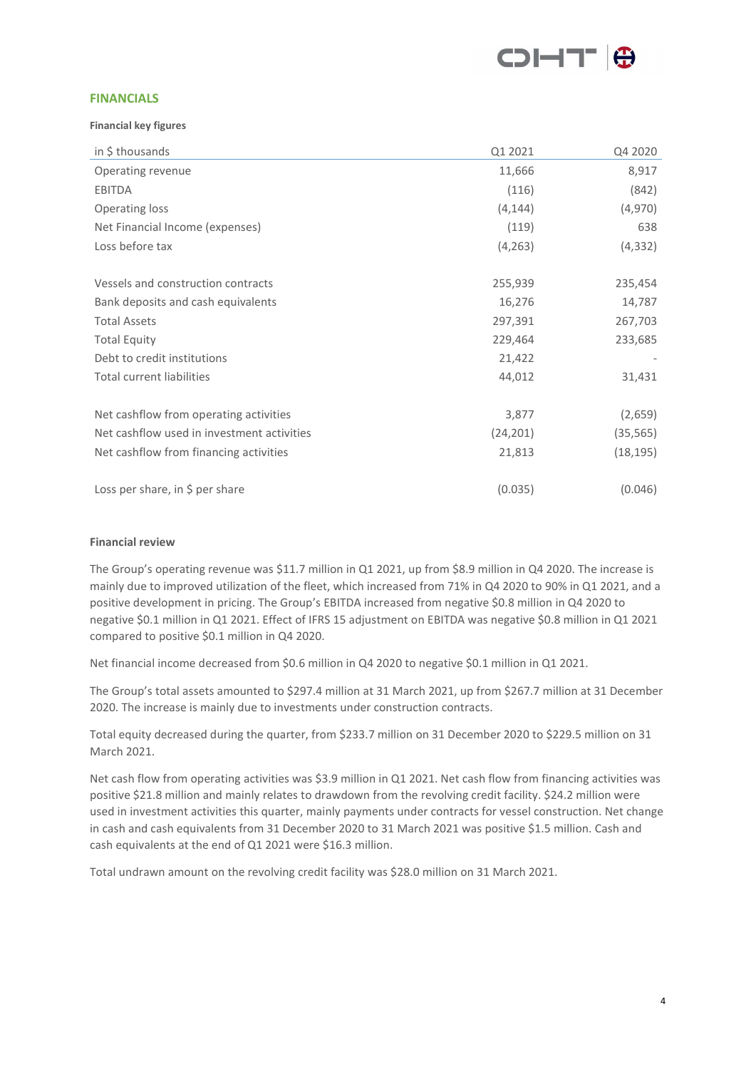## FINANCIALS

**Financial key figures**

| in $ thousands | Q1 2021 | Q4 2020 |
|---|---|---|
| Operating revenue | 11,666 | 8,917 |
| EBITDA | (116) | (842) |
| Operating loss | (4,144) | (4,970) |
| Net Financial Income (expenses) | (119) | 638 |
| Loss before tax | (4,263) | (4,332) |
| | | |
| Vessels and construction contracts | 255,939 | 235,454 |
| Bank deposits and cash equivalents | 16,276 | 14,787 |
| Total Assets | 297,391 | 267,703 |
| Total Equity | 229,464 | 233,685 |
| Debt to credit institutions | 21,422 | - |
| Total current liabilities | 44,012 | 31,431 |
| | | |
| Net cashflow from operating activities | 3,877 | (2,659) |
| Net cashflow used in investment activities | (24,201) | (35,565) |
| Net cashflow from financing activities | 21,813 | (18,195) |
| | | |
| Loss per share, in $ per share | (0.035) | (0.046) |

**Financial review**

The Group's operating revenue was $11.7 million in Q1 2021, up from $8.9 million in Q4 2020. The increase is mainly due to improved utilization of the fleet, which increased from 71% in Q4 2020 to 90% in Q1 2021, and a positive development in pricing. The Group's EBITDA increased from negative $0.8 million in Q4 2020 to negative $0.1 million in Q1 2021. Effect of IFRS 15 adjustment on EBITDA was negative $0.8 million in Q1 2021 compared to positive $0.1 million in Q4 2020.

Net financial income decreased from $0.6 million in Q4 2020 to negative $0.1 million in Q1 2021.

The Group's total assets amounted to $297.4 million at 31 March 2021, up from $267.7 million at 31 December 2020. The increase is mainly due to investments under construction contracts.

Total equity decreased during the quarter, from $233.7 million on 31 December 2020 to $229.5 million on 31 March 2021.

Net cash flow from operating activities was $3.9 million in Q1 2021. Net cash flow from financing activities was positive $21.8 million and mainly relates to drawdown from the revolving credit facility. $24.2 million were used in investment activities this quarter, mainly payments under contracts for vessel construction. Net change in cash and cash equivalents from 31 December 2020 to 31 March 2021 was positive $1.5 million. Cash and cash equivalents at the end of Q1 2021 were $16.3 million.

Total undrawn amount on the revolving credit facility was $28.0 million on 31 March 2021.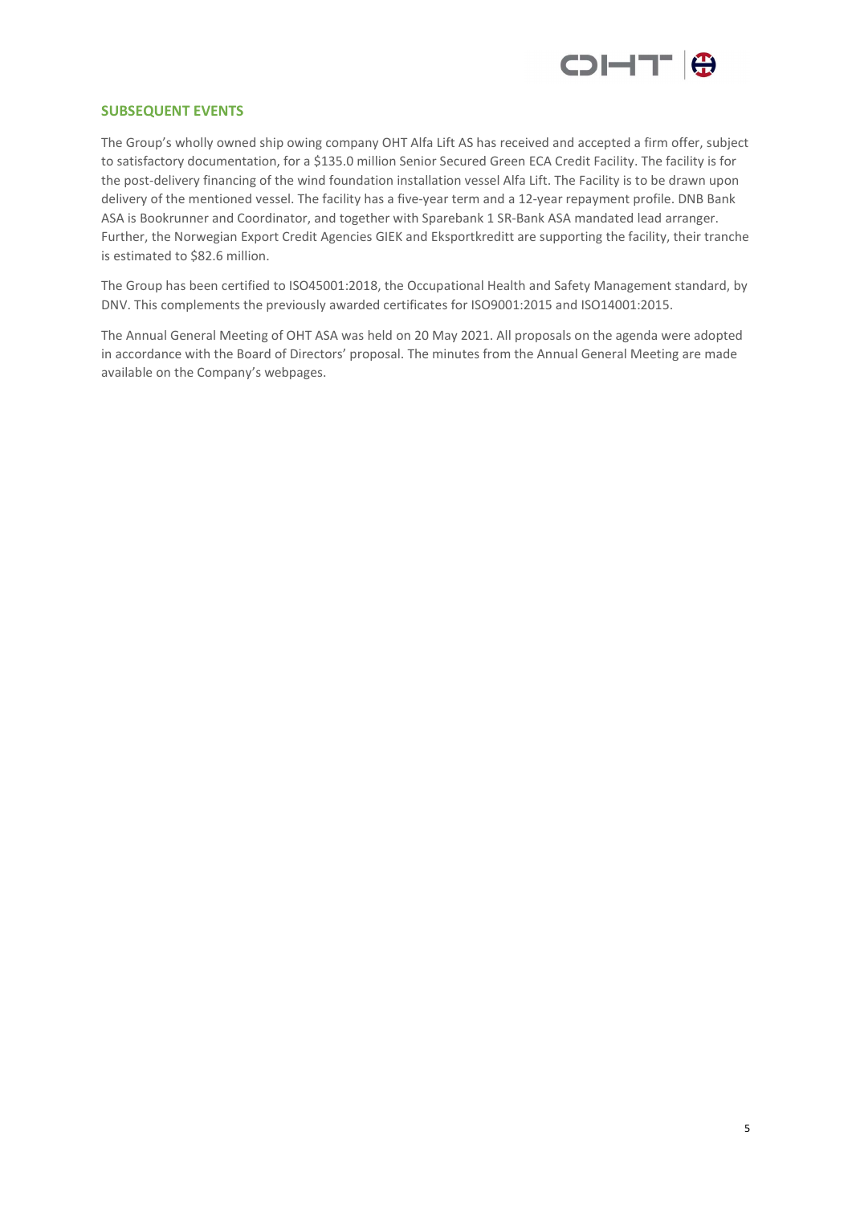## SUBSEQUENT EVENTS

The Group's wholly owned ship owing company OHT Alfa Lift AS has received and accepted a firm offer, subject to satisfactory documentation, for a $135.0 million Senior Secured Green ECA Credit Facility. The facility is for the post-delivery financing of the wind foundation installation vessel Alfa Lift. The Facility is to be drawn upon delivery of the mentioned vessel. The facility has a five-year term and a 12-year repayment profile. DNB Bank ASA is Bookrunner and Coordinator, and together with Sparebank 1 SR-Bank ASA mandated lead arranger. Further, the Norwegian Export Credit Agencies GIEK and Eksportkreditt are supporting the facility, their tranche is estimated to $82.6 million.

The Group has been certified to ISO45001:2018, the Occupational Health and Safety Management standard, by DNV. This complements the previously awarded certificates for ISO9001:2015 and ISO14001:2015.

The Annual General Meeting of OHT ASA was held on 20 May 2021. All proposals on the agenda were adopted in accordance with the Board of Directors' proposal. The minutes from the Annual General Meeting are made available on the Company's webpages.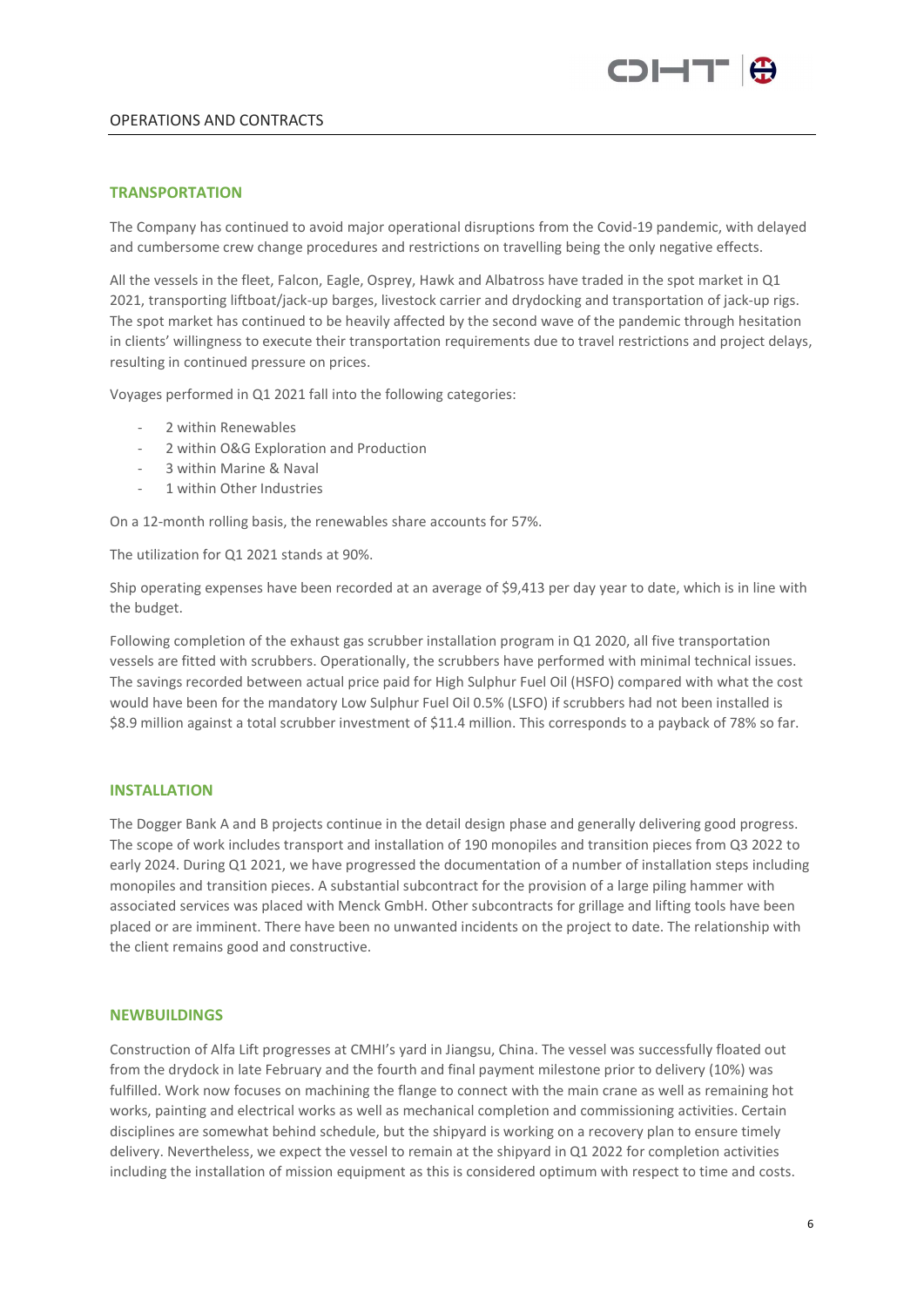## OPERATIONS AND CONTRACTS

### TRANSPORTATION

The Company has continued to avoid major operational disruptions from the Covid-19 pandemic, with delayed and cumbersome crew change procedures and restrictions on travelling being the only negative effects.

All the vessels in the fleet, Falcon, Eagle, Osprey, Hawk and Albatross have traded in the spot market in Q1 2021, transporting liftboat/jack-up barges, livestock carrier and drydocking and transportation of jack-up rigs. The spot market has continued to be heavily affected by the second wave of the pandemic through hesitation in clients' willingness to execute their transportation requirements due to travel restrictions and project delays, resulting in continued pressure on prices.

Voyages performed in Q1 2021 fall into the following categories:

- 2 within Renewables
- 2 within O&G Exploration and Production
- 3 within Marine & Naval
- 1 within Other Industries

On a 12-month rolling basis, the renewables share accounts for 57%.

The utilization for Q1 2021 stands at 90%.

Ship operating expenses have been recorded at an average of $9,413 per day year to date, which is in line with the budget.

Following completion of the exhaust gas scrubber installation program in Q1 2020, all five transportation vessels are fitted with scrubbers. Operationally, the scrubbers have performed with minimal technical issues. The savings recorded between actual price paid for High Sulphur Fuel Oil (HSFO) compared with what the cost would have been for the mandatory Low Sulphur Fuel Oil 0.5% (LSFO) if scrubbers had not been installed is $8.9 million against a total scrubber investment of $11.4 million. This corresponds to a payback of 78% so far.

### INSTALLATION

The Dogger Bank A and B projects continue in the detail design phase and generally delivering good progress. The scope of work includes transport and installation of 190 monopiles and transition pieces from Q3 2022 to early 2024. During Q1 2021, we have progressed the documentation of a number of installation steps including monopiles and transition pieces. A substantial subcontract for the provision of a large piling hammer with associated services was placed with Menck GmbH. Other subcontracts for grillage and lifting tools have been placed or are imminent. There have been no unwanted incidents on the project to date. The relationship with the client remains good and constructive.

### NEWBUILDINGS

Construction of Alfa Lift progresses at CMHI's yard in Jiangsu, China. The vessel was successfully floated out from the drydock in late February and the fourth and final payment milestone prior to delivery (10%) was fulfilled. Work now focuses on machining the flange to connect with the main crane as well as remaining hot works, painting and electrical works as well as mechanical completion and commissioning activities. Certain disciplines are somewhat behind schedule, but the shipyard is working on a recovery plan to ensure timely delivery. Nevertheless, we expect the vessel to remain at the shipyard in Q1 2022 for completion activities including the installation of mission equipment as this is considered optimum with respect to time and costs.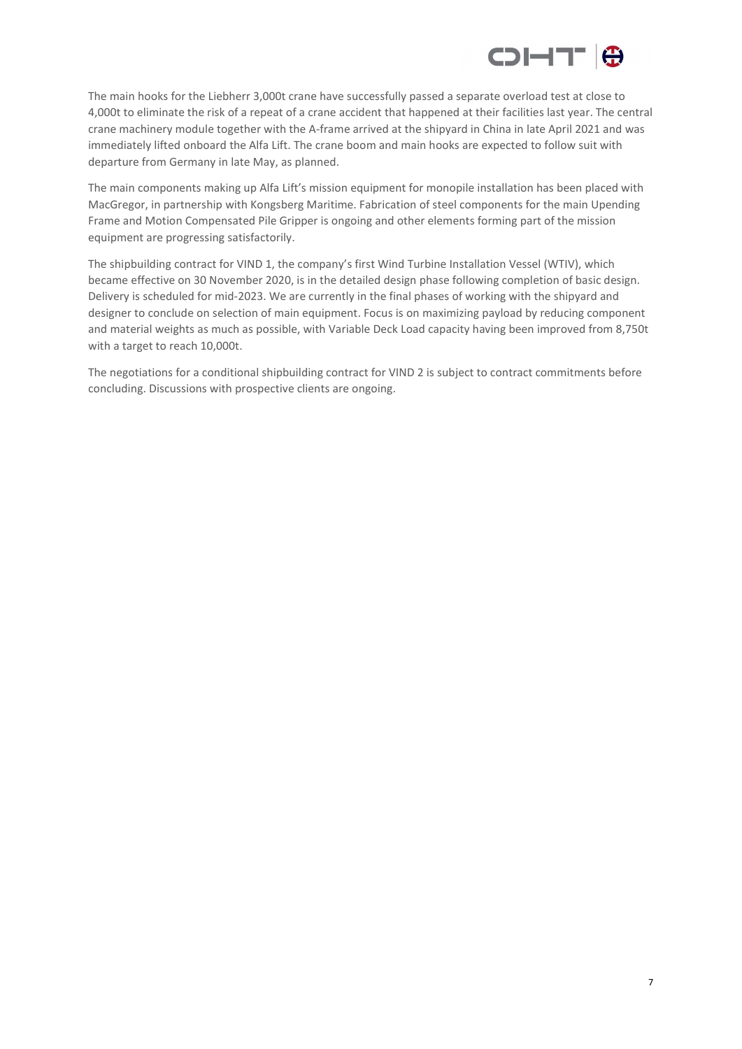The main hooks for the Liebherr 3,000t crane have successfully passed a separate overload test at close to 4,000t to eliminate the risk of a repeat of a crane accident that happened at their facilities last year. The central crane machinery module together with the A-frame arrived at the shipyard in China in late April 2021 and was immediately lifted onboard the Alfa Lift. The crane boom and main hooks are expected to follow suit with departure from Germany in late May, as planned.

The main components making up Alfa Lift's mission equipment for monopile installation has been placed with MacGregor, in partnership with Kongsberg Maritime. Fabrication of steel components for the main Upending Frame and Motion Compensated Pile Gripper is ongoing and other elements forming part of the mission equipment are progressing satisfactorily.

The shipbuilding contract for VIND 1, the company's first Wind Turbine Installation Vessel (WTIV), which became effective on 30 November 2020, is in the detailed design phase following completion of basic design. Delivery is scheduled for mid-2023. We are currently in the final phases of working with the shipyard and designer to conclude on selection of main equipment. Focus is on maximizing payload by reducing component and material weights as much as possible, with Variable Deck Load capacity having been improved from 8,750t with a target to reach 10,000t.

The negotiations for a conditional shipbuilding contract for VIND 2 is subject to contract commitments before concluding. Discussions with prospective clients are ongoing.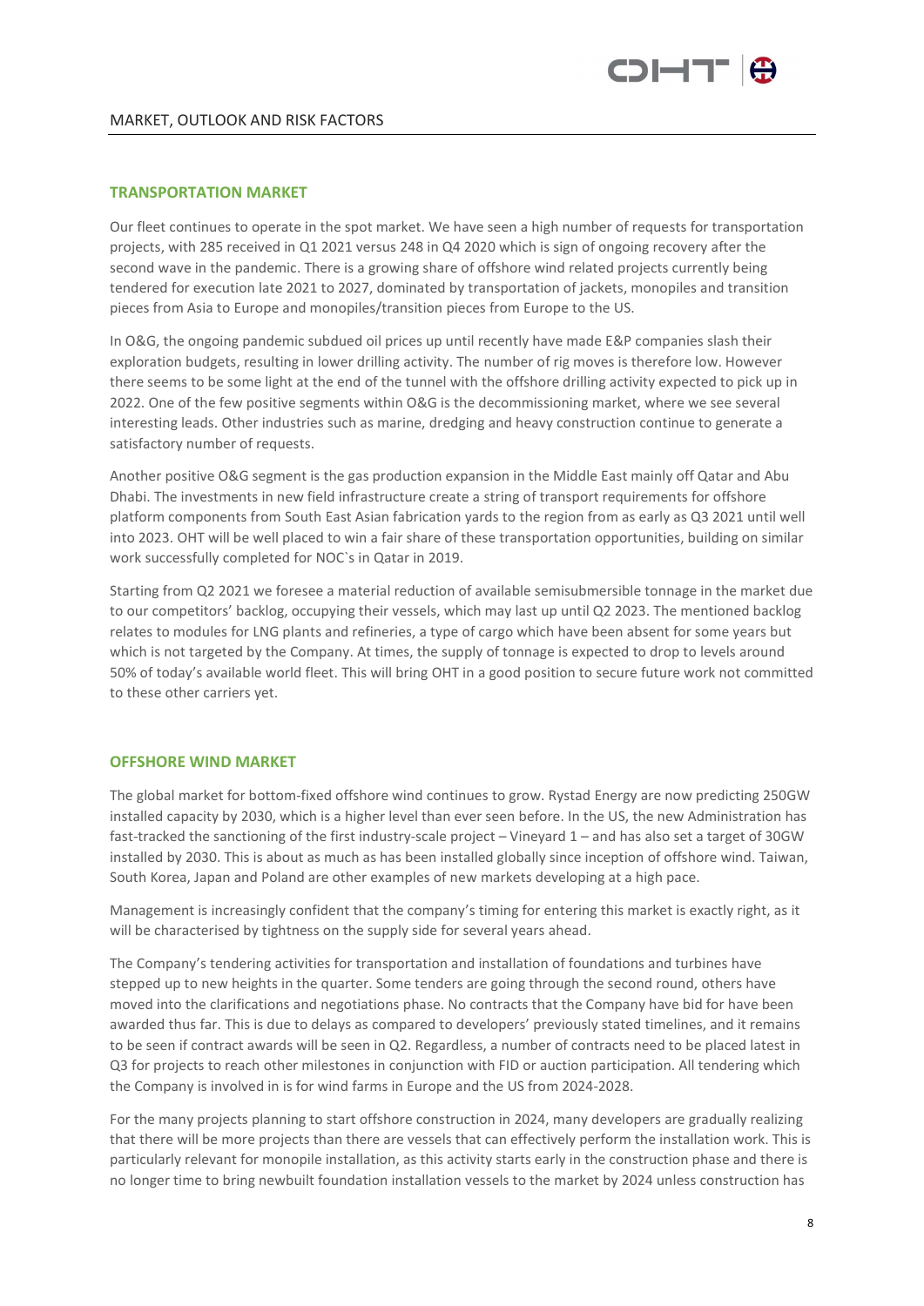# MARKET, OUTLOOK AND RISK FACTORS

## TRANSPORTATION MARKET

Our fleet continues to operate in the spot market. We have seen a high number of requests for transportation projects, with 285 received in Q1 2021 versus 248 in Q4 2020 which is sign of ongoing recovery after the second wave in the pandemic. There is a growing share of offshore wind related projects currently being tendered for execution late 2021 to 2027, dominated by transportation of jackets, monopiles and transition pieces from Asia to Europe and monopiles/transition pieces from Europe to the US.

In O&G, the ongoing pandemic subdued oil prices up until recently have made E&P companies slash their exploration budgets, resulting in lower drilling activity. The number of rig moves is therefore low. However there seems to be some light at the end of the tunnel with the offshore drilling activity expected to pick up in 2022. One of the few positive segments within O&G is the decommissioning market, where we see several interesting leads. Other industries such as marine, dredging and heavy construction continue to generate a satisfactory number of requests.

Another positive O&G segment is the gas production expansion in the Middle East mainly off Qatar and Abu Dhabi. The investments in new field infrastructure create a string of transport requirements for offshore platform components from South East Asian fabrication yards to the region from as early as Q3 2021 until well into 2023. OHT will be well placed to win a fair share of these transportation opportunities, building on similar work successfully completed for NOC`s in Qatar in 2019.

Starting from Q2 2021 we foresee a material reduction of available semisubmersible tonnage in the market due to our competitors' backlog, occupying their vessels, which may last up until Q2 2023. The mentioned backlog relates to modules for LNG plants and refineries, a type of cargo which have been absent for some years but which is not targeted by the Company. At times, the supply of tonnage is expected to drop to levels around 50% of today's available world fleet. This will bring OHT in a good position to secure future work not committed to these other carriers yet.

## OFFSHORE WIND MARKET

The global market for bottom-fixed offshore wind continues to grow. Rystad Energy are now predicting 250GW installed capacity by 2030, which is a higher level than ever seen before. In the US, the new Administration has fast-tracked the sanctioning of the first industry-scale project – Vineyard 1 – and has also set a target of 30GW installed by 2030. This is about as much as has been installed globally since inception of offshore wind. Taiwan, South Korea, Japan and Poland are other examples of new markets developing at a high pace.

Management is increasingly confident that the company's timing for entering this market is exactly right, as it will be characterised by tightness on the supply side for several years ahead.

The Company's tendering activities for transportation and installation of foundations and turbines have stepped up to new heights in the quarter. Some tenders are going through the second round, others have moved into the clarifications and negotiations phase. No contracts that the Company have bid for have been awarded thus far. This is due to delays as compared to developers' previously stated timelines, and it remains to be seen if contract awards will be seen in Q2. Regardless, a number of contracts need to be placed latest in Q3 for projects to reach other milestones in conjunction with FID or auction participation. All tendering which the Company is involved in is for wind farms in Europe and the US from 2024-2028.

For the many projects planning to start offshore construction in 2024, many developers are gradually realizing that there will be more projects than there are vessels that can effectively perform the installation work. This is particularly relevant for monopile installation, as this activity starts early in the construction phase and there is no longer time to bring newbuilt foundation installation vessels to the market by 2024 unless construction has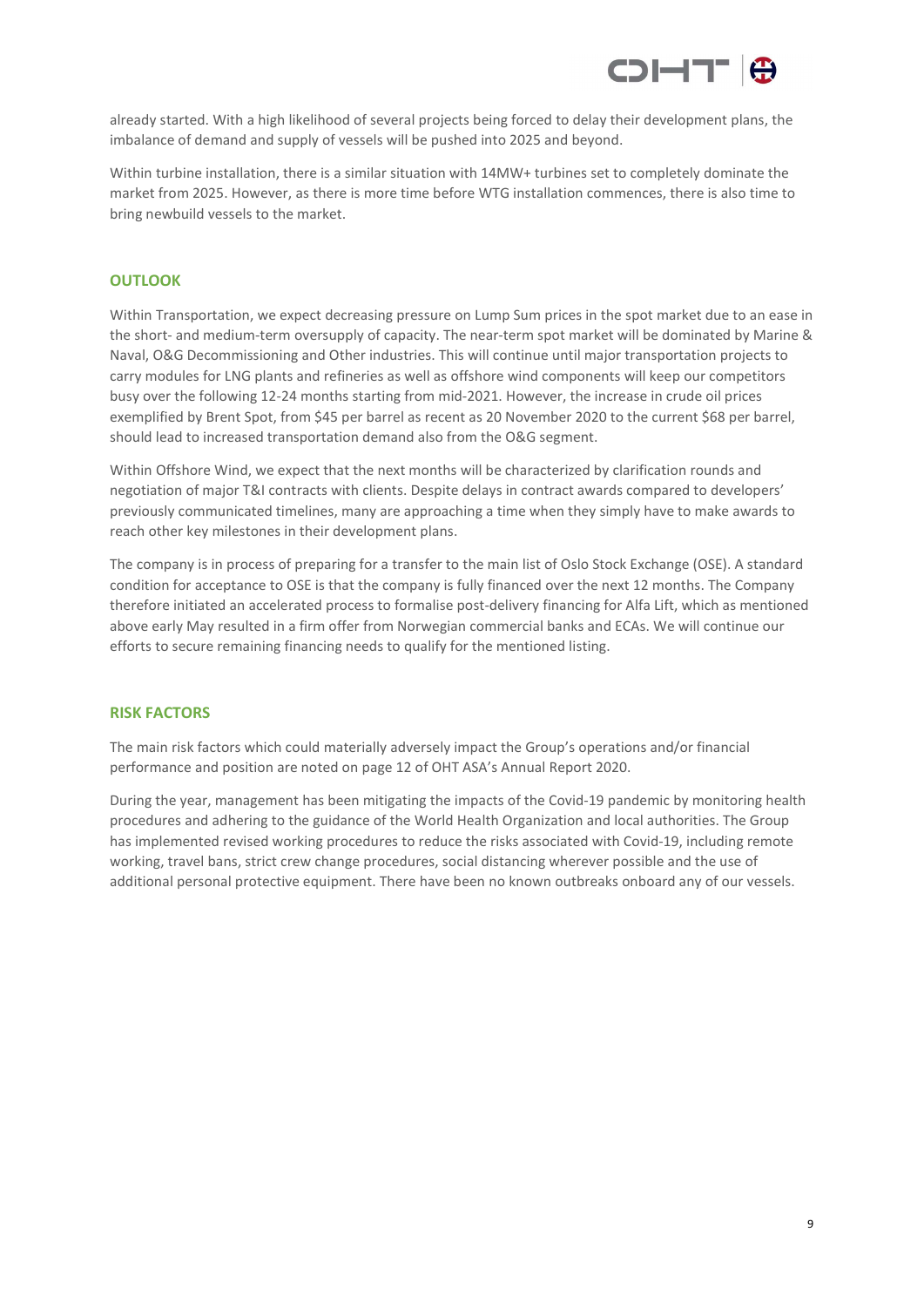already started. With a high likelihood of several projects being forced to delay their development plans, the imbalance of demand and supply of vessels will be pushed into 2025 and beyond.

Within turbine installation, there is a similar situation with 14MW+ turbines set to completely dominate the market from 2025. However, as there is more time before WTG installation commences, there is also time to bring newbuild vessels to the market.

## OUTLOOK

Within Transportation, we expect decreasing pressure on Lump Sum prices in the spot market due to an ease in the short- and medium-term oversupply of capacity. The near-term spot market will be dominated by Marine & Naval, O&G Decommissioning and Other industries. This will continue until major transportation projects to carry modules for LNG plants and refineries as well as offshore wind components will keep our competitors busy over the following 12-24 months starting from mid-2021. However, the increase in crude oil prices exemplified by Brent Spot, from $45 per barrel as recent as 20 November 2020 to the current $68 per barrel, should lead to increased transportation demand also from the O&G segment.

Within Offshore Wind, we expect that the next months will be characterized by clarification rounds and negotiation of major T&I contracts with clients. Despite delays in contract awards compared to developers' previously communicated timelines, many are approaching a time when they simply have to make awards to reach other key milestones in their development plans.

The company is in process of preparing for a transfer to the main list of Oslo Stock Exchange (OSE). A standard condition for acceptance to OSE is that the company is fully financed over the next 12 months. The Company therefore initiated an accelerated process to formalise post-delivery financing for Alfa Lift, which as mentioned above early May resulted in a firm offer from Norwegian commercial banks and ECAs. We will continue our efforts to secure remaining financing needs to qualify for the mentioned listing.

## RISK FACTORS

The main risk factors which could materially adversely impact the Group's operations and/or financial performance and position are noted on page 12 of OHT ASA's Annual Report 2020.

During the year, management has been mitigating the impacts of the Covid-19 pandemic by monitoring health procedures and adhering to the guidance of the World Health Organization and local authorities. The Group has implemented revised working procedures to reduce the risks associated with Covid-19, including remote working, travel bans, strict crew change procedures, social distancing wherever possible and the use of additional personal protective equipment. There have been no known outbreaks onboard any of our vessels.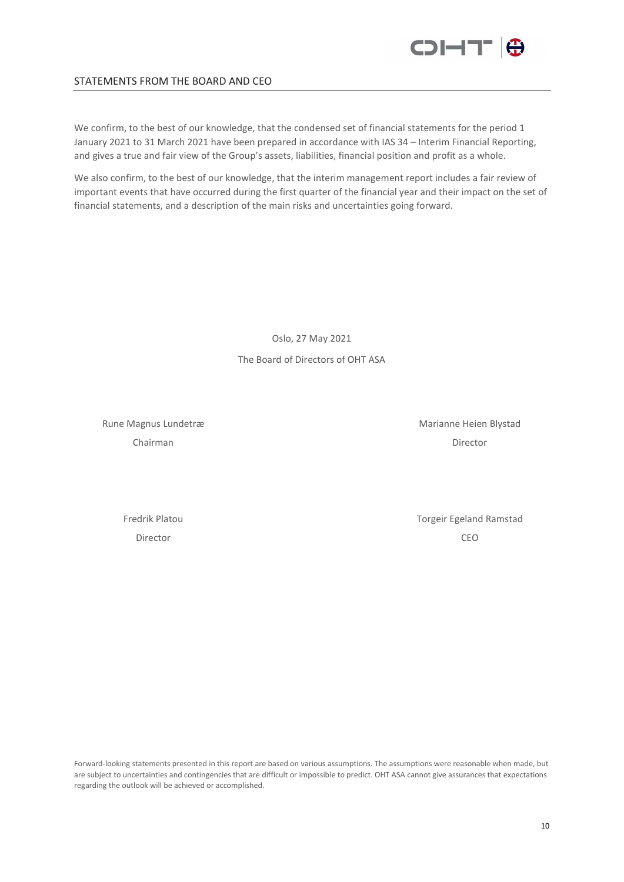## STATEMENTS FROM THE BOARD AND CEO

We confirm, to the best of our knowledge, that the condensed set of financial statements for the period 1 January 2021 to 31 March 2021 have been prepared in accordance with IAS 34 – Interim Financial Reporting, and gives a true and fair view of the Group's assets, liabilities, financial position and profit as a whole.

We also confirm, to the best of our knowledge, that the interim management report includes a fair review of important events that have occurred during the first quarter of the financial year and their impact on the set of financial statements, and a description of the main risks and uncertainties going forward.

Oslo, 27 May 2021

The Board of Directors of OHT ASA

Rune Magnus Lundetræ
Chairman

Marianne Heien Blystad
Director

Fredrik Platou
Director

Torgeir Egeland Ramstad
CEO

Forward-looking statements presented in this report are based on various assumptions. The assumptions were reasonable when made, but are subject to uncertainties and contingencies that are difficult or impossible to predict. OHT ASA cannot give assurances that expectations regarding the outlook will be achieved or accomplished.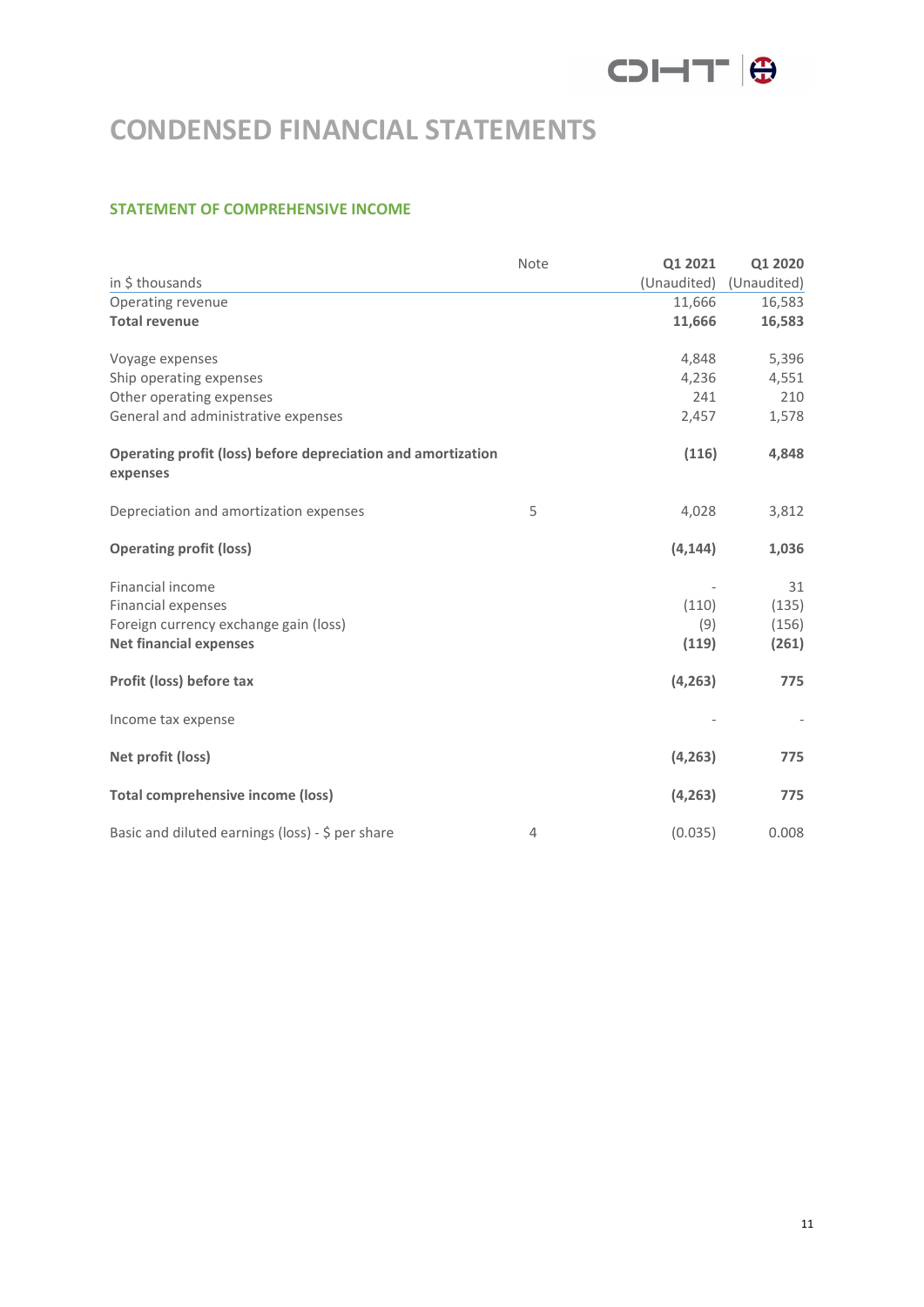# CONDENSED FINANCIAL STATEMENTS

### STATEMENT OF COMPREHENSIVE INCOME

| in $ thousands | Note | Q1 2021 (Unaudited) | Q1 2020 (Unaudited) |
|---|---|---|---|
| Operating revenue | | 11,666 | 16,583 |
| **Total revenue** | | **11,666** | **16,583** |
| | | | |
| Voyage expenses | | 4,848 | 5,396 |
| Ship operating expenses | | 4,236 | 4,551 |
| Other operating expenses | | 241 | 210 |
| General and administrative expenses | | 2,457 | 1,578 |
| | | | |
| **Operating profit (loss) before depreciation and amortization expenses** | | **(116)** | **4,848** |
| | | | |
| Depreciation and amortization expenses | 5 | 4,028 | 3,812 |
| | | | |
| **Operating profit (loss)** | | **(4,144)** | **1,036** |
| | | | |
| Financial income | | - | 31 |
| Financial expenses | | (110) | (135) |
| Foreign currency exchange gain (loss) | | (9) | (156) |
| **Net financial expenses** | | **(119)** | **(261)** |
| | | | |
| **Profit (loss) before tax** | | **(4,263)** | **775** |
| | | | |
| Income tax expense | | - | - |
| | | | |
| **Net profit (loss)** | | **(4,263)** | **775** |
| | | | |
| **Total comprehensive income (loss)** | | **(4,263)** | **775** |
| | | | |
| Basic and diluted earnings (loss) - $ per share | 4 | (0.035) | 0.008 |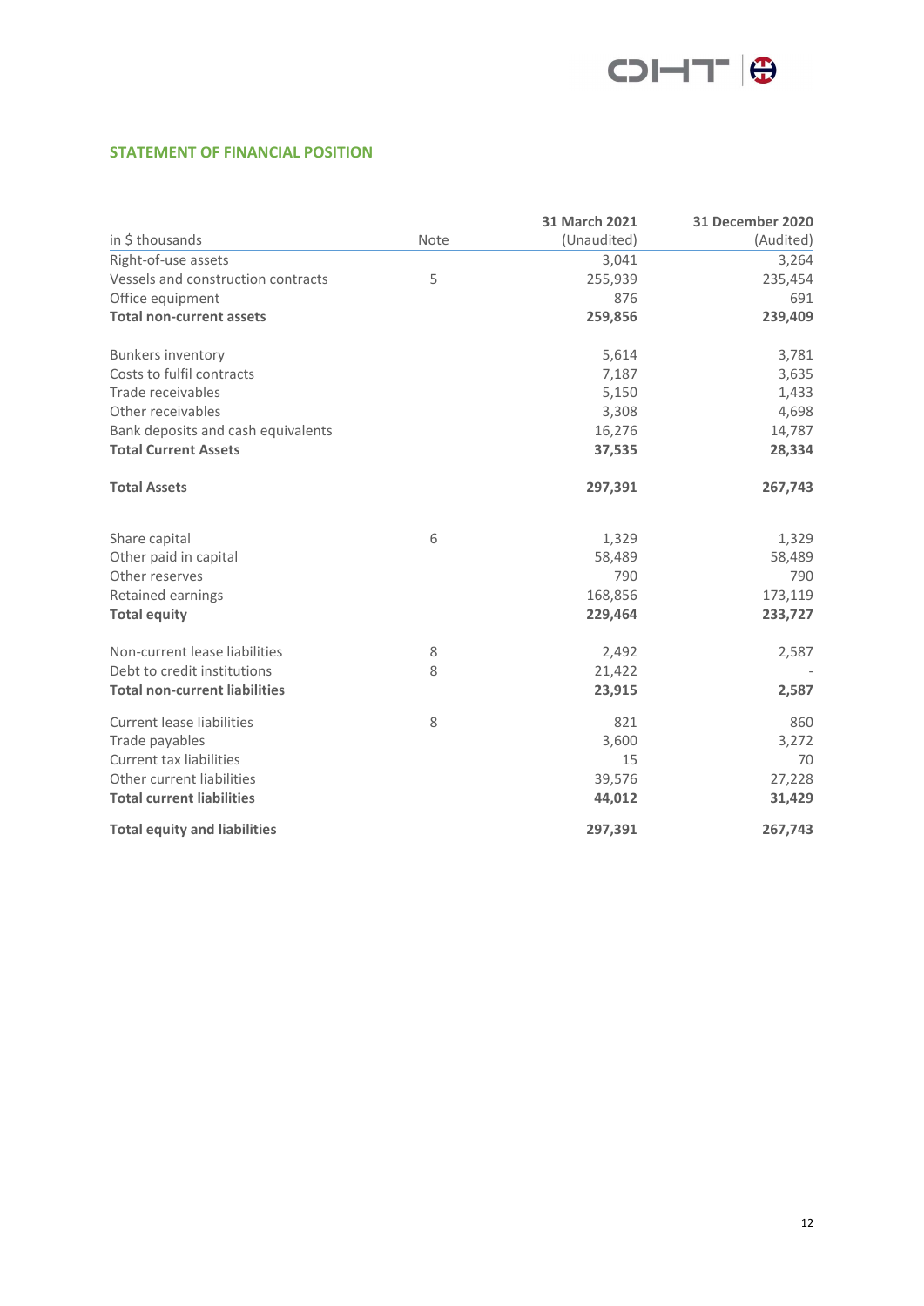## STATEMENT OF FINANCIAL POSITION

| in $ thousands | Note | 31 March 2021 (Unaudited) | 31 December 2020 (Audited) |
|---|---|---|---|
| Right-of-use assets | | 3,041 | 3,264 |
| Vessels and construction contracts | 5 | 255,939 | 235,454 |
| Office equipment | | 876 | 691 |
| **Total non-current assets** | | **259,856** | **239,409** |
| | | | |
| Bunkers inventory | | 5,614 | 3,781 |
| Costs to fulfil contracts | | 7,187 | 3,635 |
| Trade receivables | | 5,150 | 1,433 |
| Other receivables | | 3,308 | 4,698 |
| Bank deposits and cash equivalents | | 16,276 | 14,787 |
| **Total Current Assets** | | **37,535** | **28,334** |
| | | | |
| **Total Assets** | | **297,391** | **267,743** |
| | | | |
| Share capital | 6 | 1,329 | 1,329 |
| Other paid in capital | | 58,489 | 58,489 |
| Other reserves | | 790 | 790 |
| Retained earnings | | 168,856 | 173,119 |
| **Total equity** | | **229,464** | **233,727** |
| | | | |
| Non-current lease liabilities | 8 | 2,492 | 2,587 |
| Debt to credit institutions | 8 | 21,422 | - |
| **Total non-current liabilities** | | **23,915** | **2,587** |
| | | | |
| Current lease liabilities | 8 | 821 | 860 |
| Trade payables | | 3,600 | 3,272 |
| Current tax liabilities | | 15 | 70 |
| Other current liabilities | | 39,576 | 27,228 |
| **Total current liabilities** | | **44,012** | **31,429** |
| | | | |
| **Total equity and liabilities** | | **297,391** | **267,743** |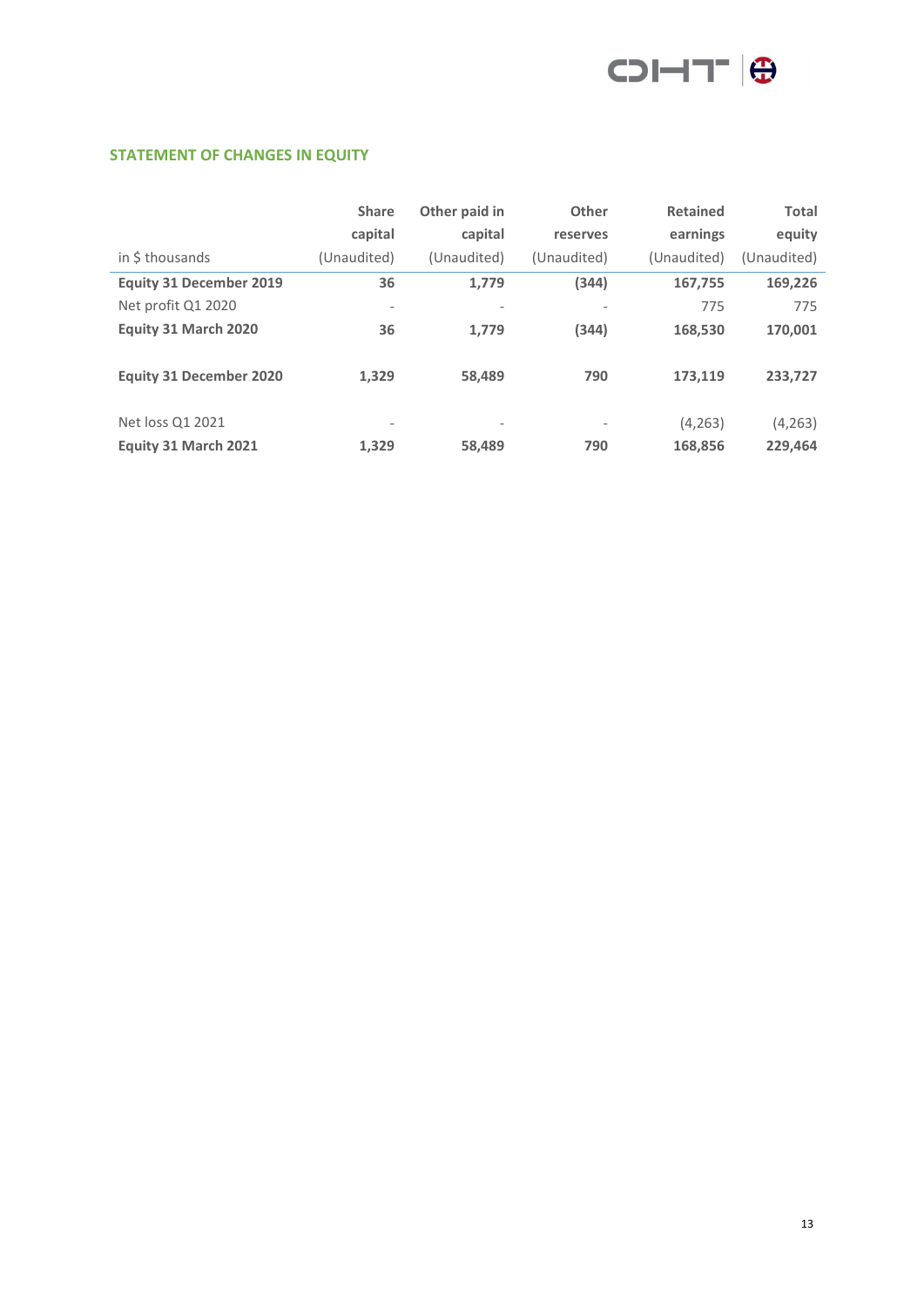## STATEMENT OF CHANGES IN EQUITY

| in $ thousands | Share capital (Unaudited) | Other paid in capital (Unaudited) | Other reserves (Unaudited) | Retained earnings (Unaudited) | Total equity (Unaudited) |
|---|---|---|---|---|---|
| **Equity 31 December 2019** | **36** | **1,779** | **(344)** | **167,755** | **169,226** |
| Net profit Q1 2020 | - | - | - | 775 | 775 |
| **Equity 31 March 2020** | **36** | **1,779** | **(344)** | **168,530** | **170,001** |
| | | | | | |
| **Equity 31 December 2020** | **1,329** | **58,489** | **790** | **173,119** | **233,727** |
| | | | | | |
| Net loss Q1 2021 | - | - | - | (4,263) | (4,263) |
| **Equity 31 March 2021** | **1,329** | **58,489** | **790** | **168,856** | **229,464** |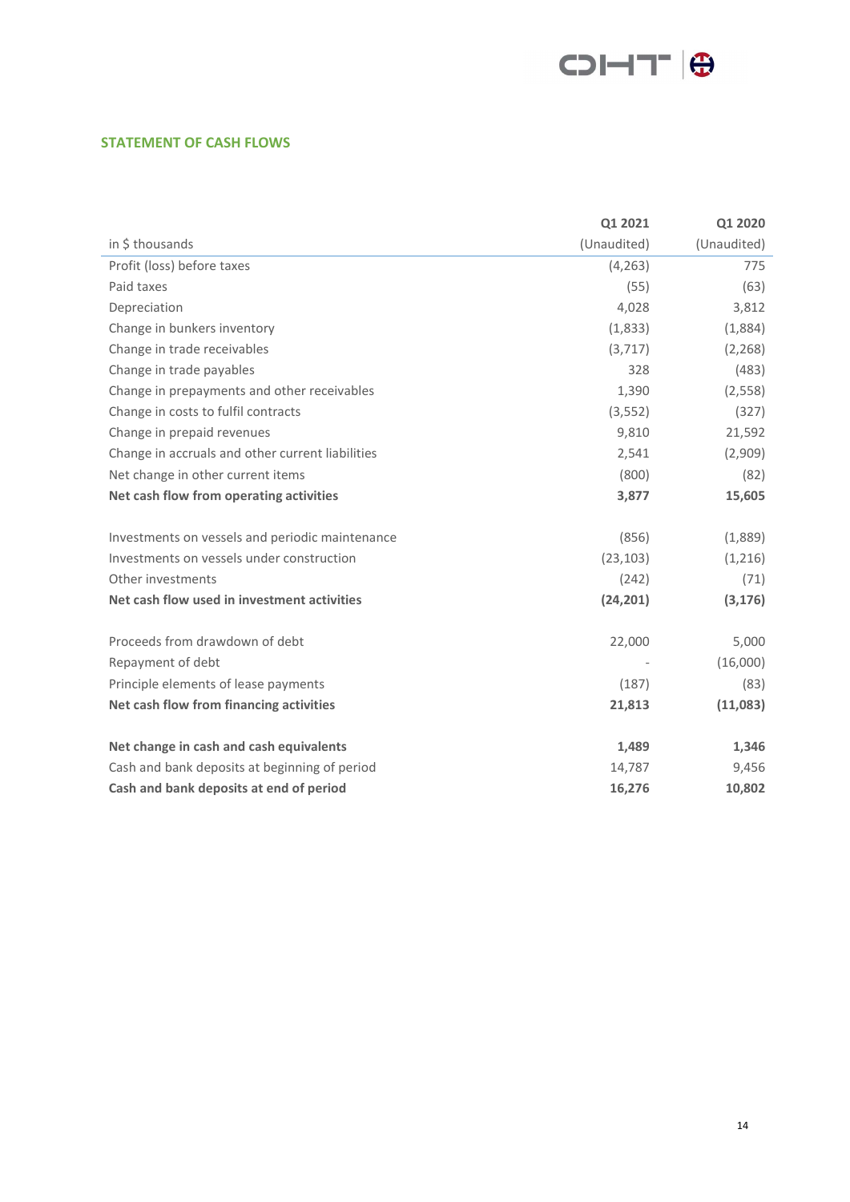## STATEMENT OF CASH FLOWS

| in $ thousands | Q1 2021 (Unaudited) | Q1 2020 (Unaudited) |
|---|---|---|
| Profit (loss) before taxes | (4,263) | 775 |
| Paid taxes | (55) | (63) |
| Depreciation | 4,028 | 3,812 |
| Change in bunkers inventory | (1,833) | (1,884) |
| Change in trade receivables | (3,717) | (2,268) |
| Change in trade payables | 328 | (483) |
| Change in prepayments and other receivables | 1,390 | (2,558) |
| Change in costs to fulfil contracts | (3,552) | (327) |
| Change in prepaid revenues | 9,810 | 21,592 |
| Change in accruals and other current liabilities | 2,541 | (2,909) |
| Net change in other current items | (800) | (82) |
| **Net cash flow from operating activities** | **3,877** | **15,605** |
| | | |
| Investments on vessels and periodic maintenance | (856) | (1,889) |
| Investments on vessels under construction | (23,103) | (1,216) |
| Other investments | (242) | (71) |
| **Net cash flow used in investment activities** | **(24,201)** | **(3,176)** |
| | | |
| Proceeds from drawdown of debt | 22,000 | 5,000 |
| Repayment of debt | - | (16,000) |
| Principle elements of lease payments | (187) | (83) |
| **Net cash flow from financing activities** | **21,813** | **(11,083)** |
| | | |
| **Net change in cash and cash equivalents** | **1,489** | **1,346** |
| Cash and bank deposits at beginning of period | 14,787 | 9,456 |
| **Cash and bank deposits at end of period** | **16,276** | **10,802** |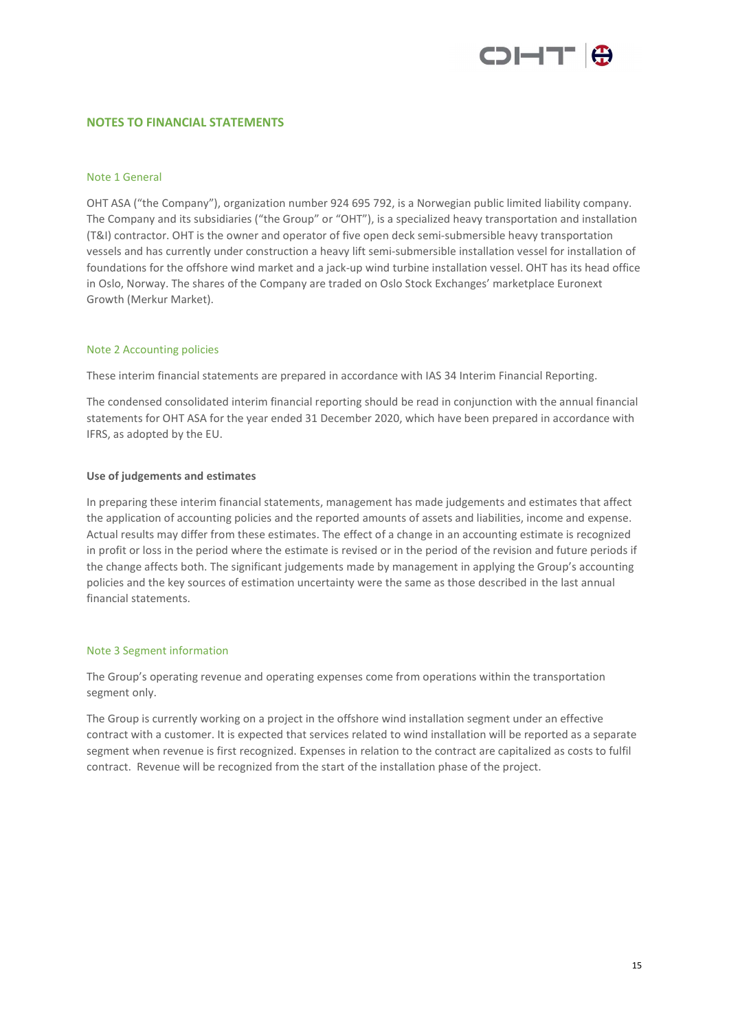## NOTES TO FINANCIAL STATEMENTS

### Note 1 General

OHT ASA ("the Company"), organization number 924 695 792, is a Norwegian public limited liability company. The Company and its subsidiaries ("the Group" or "OHT"), is a specialized heavy transportation and installation (T&I) contractor. OHT is the owner and operator of five open deck semi-submersible heavy transportation vessels and has currently under construction a heavy lift semi-submersible installation vessel for installation of foundations for the offshore wind market and a jack-up wind turbine installation vessel. OHT has its head office in Oslo, Norway. The shares of the Company are traded on Oslo Stock Exchanges' marketplace Euronext Growth (Merkur Market).

### Note 2 Accounting policies

These interim financial statements are prepared in accordance with IAS 34 Interim Financial Reporting.

The condensed consolidated interim financial reporting should be read in conjunction with the annual financial statements for OHT ASA for the year ended 31 December 2020, which have been prepared in accordance with IFRS, as adopted by the EU.

**Use of judgements and estimates**

In preparing these interim financial statements, management has made judgements and estimates that affect the application of accounting policies and the reported amounts of assets and liabilities, income and expense. Actual results may differ from these estimates. The effect of a change in an accounting estimate is recognized in profit or loss in the period where the estimate is revised or in the period of the revision and future periods if the change affects both. The significant judgements made by management in applying the Group's accounting policies and the key sources of estimation uncertainty were the same as those described in the last annual financial statements.

### Note 3 Segment information

The Group's operating revenue and operating expenses come from operations within the transportation segment only.

The Group is currently working on a project in the offshore wind installation segment under an effective contract with a customer. It is expected that services related to wind installation will be reported as a separate segment when revenue is first recognized. Expenses in relation to the contract are capitalized as costs to fulfil contract. Revenue will be recognized from the start of the installation phase of the project.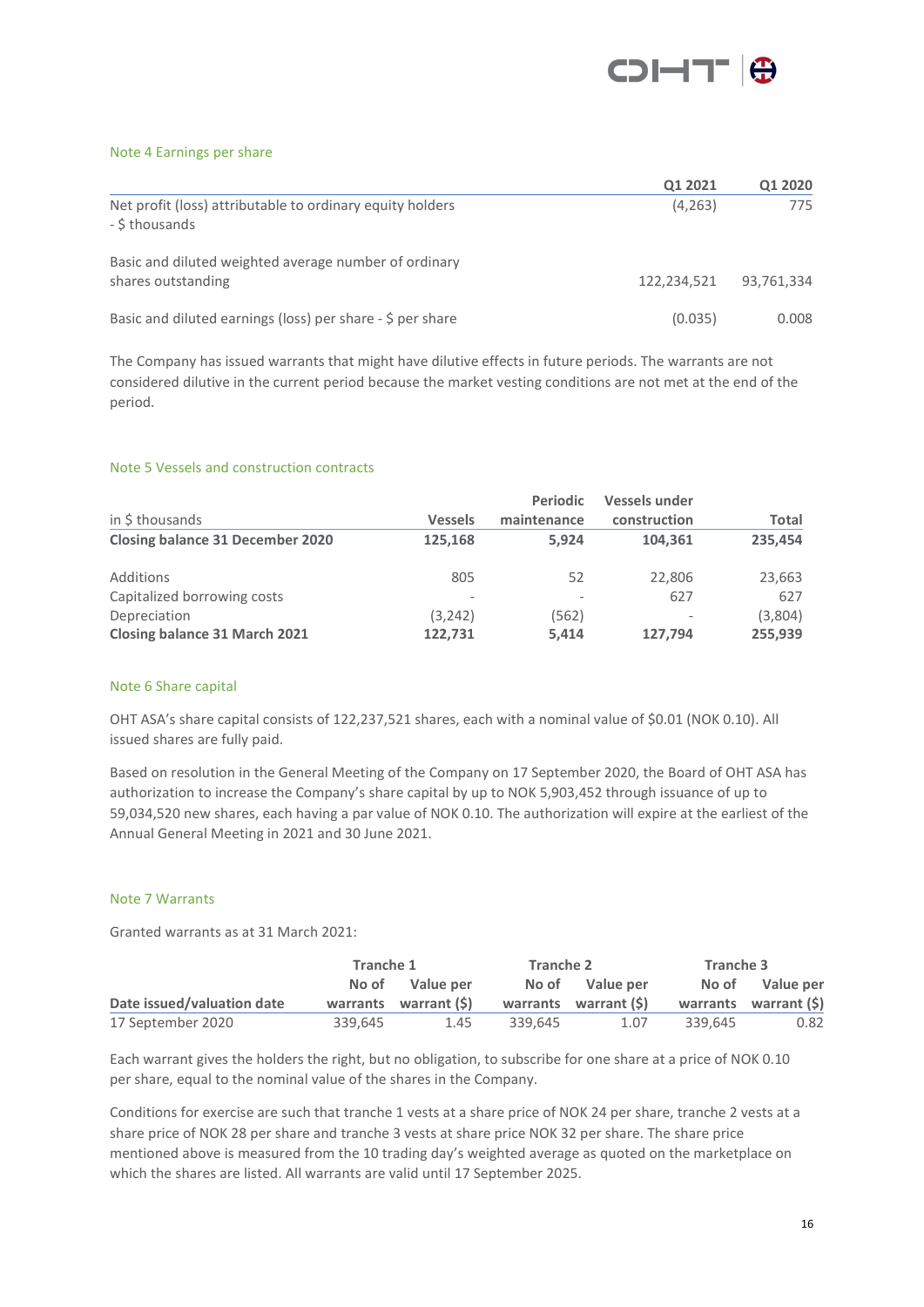## Note 4 Earnings per share

| | Q1 2021 | Q1 2020 |
|---|---|---|
| Net profit (loss) attributable to ordinary equity holders - $ thousands | (4,263) | 775 |
| Basic and diluted weighted average number of ordinary shares outstanding | 122,234,521 | 93,761,334 |
| Basic and diluted earnings (loss) per share - $ per share | (0.035) | 0.008 |

The Company has issued warrants that might have dilutive effects in future periods. The warrants are not considered dilutive in the current period because the market vesting conditions are not met at the end of the period.

## Note 5 Vessels and construction contracts

| in $ thousands | Vessels | Periodic maintenance | Vessels under construction | Total |
|---|---|---|---|---|
| **Closing balance 31 December 2020** | **125,168** | **5,924** | **104,361** | **235,454** |
| Additions | 805 | 52 | 22,806 | 23,663 |
| Capitalized borrowing costs | - | - | 627 | 627 |
| Depreciation | (3,242) | (562) | - | (3,804) |
| **Closing balance 31 March 2021** | **122,731** | **5,414** | **127,794** | **255,939** |

## Note 6 Share capital

OHT ASA's share capital consists of 122,237,521 shares, each with a nominal value of $0.01 (NOK 0.10). All issued shares are fully paid.

Based on resolution in the General Meeting of the Company on 17 September 2020, the Board of OHT ASA has authorization to increase the Company's share capital by up to NOK 5,903,452 through issuance of up to 59,034,520 new shares, each having a par value of NOK 0.10. The authorization will expire at the earliest of the Annual General Meeting in 2021 and 30 June 2021.

## Note 7 Warrants

Granted warrants as at 31 March 2021:

| | Tranche 1 | | Tranche 2 | | Tranche 3 | |
|---|---|---|---|---|---|---|
| **Date issued/valuation date** | **No of warrants** | **Value per warrant ($)** | **No of warrants** | **Value per warrant ($)** | **No of warrants** | **Value per warrant ($)** |
| 17 September 2020 | 339,645 | 1.45 | 339,645 | 1.07 | 339,645 | 0.82 |

Each warrant gives the holders the right, but no obligation, to subscribe for one share at a price of NOK 0.10 per share, equal to the nominal value of the shares in the Company.

Conditions for exercise are such that tranche 1 vests at a share price of NOK 24 per share, tranche 2 vests at a share price of NOK 28 per share and tranche 3 vests at share price NOK 32 per share. The share price mentioned above is measured from the 10 trading day's weighted average as quoted on the marketplace on which the shares are listed. All warrants are valid until 17 September 2025.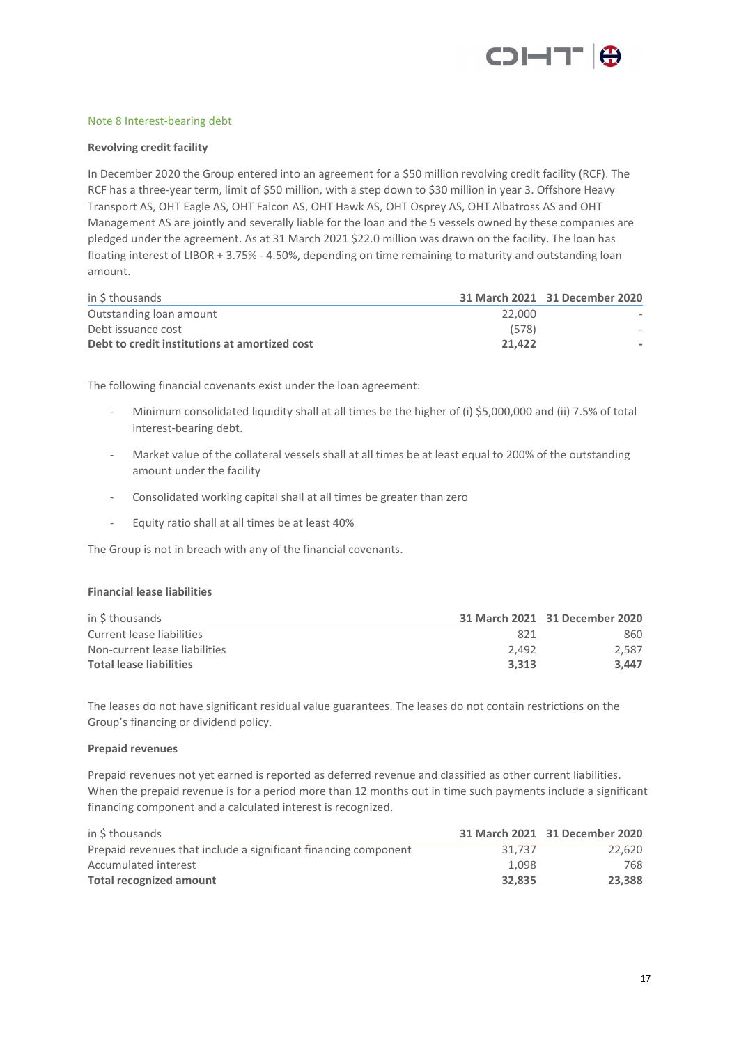## Note 8 Interest-bearing debt

**Revolving credit facility**

In December 2020 the Group entered into an agreement for a $50 million revolving credit facility (RCF). The RCF has a three-year term, limit of $50 million, with a step down to $30 million in year 3. Offshore Heavy Transport AS, OHT Eagle AS, OHT Falcon AS, OHT Hawk AS, OHT Osprey AS, OHT Albatross AS and OHT Management AS are jointly and severally liable for the loan and the 5 vessels owned by these companies are pledged under the agreement. As at 31 March 2021 $22.0 million was drawn on the facility. The loan has floating interest of LIBOR + 3.75% - 4.50%, depending on time remaining to maturity and outstanding loan amount.

| in $ thousands | 31 March 2021 | 31 December 2020 |
|---|---|---|
| Outstanding loan amount | 22,000 | - |
| Debt issuance cost | (578) | - |
| **Debt to credit institutions at amortized cost** | **21,422** | **-** |

The following financial covenants exist under the loan agreement:

- Minimum consolidated liquidity shall at all times be the higher of (i) $5,000,000 and (ii) 7.5% of total interest-bearing debt.
- Market value of the collateral vessels shall at all times be at least equal to 200% of the outstanding amount under the facility
- Consolidated working capital shall at all times be greater than zero
- Equity ratio shall at all times be at least 40%

The Group is not in breach with any of the financial covenants.

**Financial lease liabilities**

| in $ thousands | 31 March 2021 | 31 December 2020 |
|---|---|---|
| Current lease liabilities | 821 | 860 |
| Non-current lease liabilities | 2,492 | 2,587 |
| **Total lease liabilities** | **3,313** | **3,447** |

The leases do not have significant residual value guarantees. The leases do not contain restrictions on the Group's financing or dividend policy.

**Prepaid revenues**

Prepaid revenues not yet earned is reported as deferred revenue and classified as other current liabilities. When the prepaid revenue is for a period more than 12 months out in time such payments include a significant financing component and a calculated interest is recognized.

| in $ thousands | 31 March 2021 | 31 December 2020 |
|---|---|---|
| Prepaid revenues that include a significant financing component | 31,737 | 22,620 |
| Accumulated interest | 1,098 | 768 |
| **Total recognized amount** | **32,835** | **23,388** |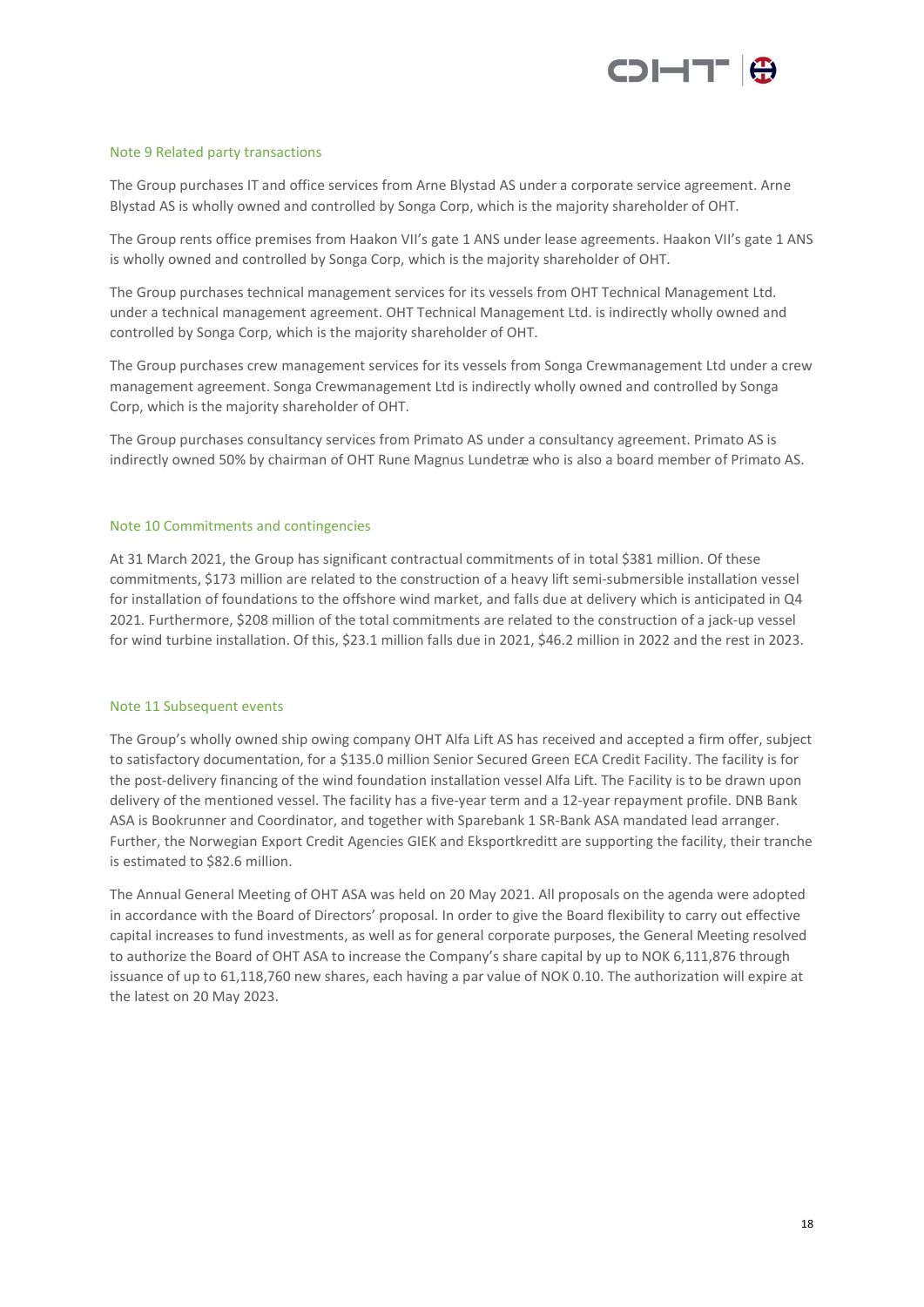## Note 9 Related party transactions

The Group purchases IT and office services from Arne Blystad AS under a corporate service agreement. Arne Blystad AS is wholly owned and controlled by Songa Corp, which is the majority shareholder of OHT.

The Group rents office premises from Haakon VII's gate 1 ANS under lease agreements. Haakon VII's gate 1 ANS is wholly owned and controlled by Songa Corp, which is the majority shareholder of OHT.

The Group purchases technical management services for its vessels from OHT Technical Management Ltd. under a technical management agreement. OHT Technical Management Ltd. is indirectly wholly owned and controlled by Songa Corp, which is the majority shareholder of OHT.

The Group purchases crew management services for its vessels from Songa Crewmanagement Ltd under a crew management agreement. Songa Crewmanagement Ltd is indirectly wholly owned and controlled by Songa Corp, which is the majority shareholder of OHT.

The Group purchases consultancy services from Primato AS under a consultancy agreement. Primato AS is indirectly owned 50% by chairman of OHT Rune Magnus Lundetræ who is also a board member of Primato AS.

## Note 10 Commitments and contingencies

At 31 March 2021, the Group has significant contractual commitments of in total $381 million. Of these commitments, $173 million are related to the construction of a heavy lift semi-submersible installation vessel for installation of foundations to the offshore wind market, and falls due at delivery which is anticipated in Q4 2021. Furthermore, $208 million of the total commitments are related to the construction of a jack-up vessel for wind turbine installation. Of this, $23.1 million falls due in 2021, $46.2 million in 2022 and the rest in 2023.

## Note 11 Subsequent events

The Group's wholly owned ship owing company OHT Alfa Lift AS has received and accepted a firm offer, subject to satisfactory documentation, for a $135.0 million Senior Secured Green ECA Credit Facility. The facility is for the post-delivery financing of the wind foundation installation vessel Alfa Lift. The Facility is to be drawn upon delivery of the mentioned vessel. The facility has a five-year term and a 12-year repayment profile. DNB Bank ASA is Bookrunner and Coordinator, and together with Sparebank 1 SR-Bank ASA mandated lead arranger. Further, the Norwegian Export Credit Agencies GIEK and Eksportkreditt are supporting the facility, their tranche is estimated to $82.6 million.

The Annual General Meeting of OHT ASA was held on 20 May 2021. All proposals on the agenda were adopted in accordance with the Board of Directors' proposal. In order to give the Board flexibility to carry out effective capital increases to fund investments, as well as for general corporate purposes, the General Meeting resolved to authorize the Board of OHT ASA to increase the Company's share capital by up to NOK 6,111,876 through issuance of up to 61,118,760 new shares, each having a par value of NOK 0.10. The authorization will expire at the latest on 20 May 2023.